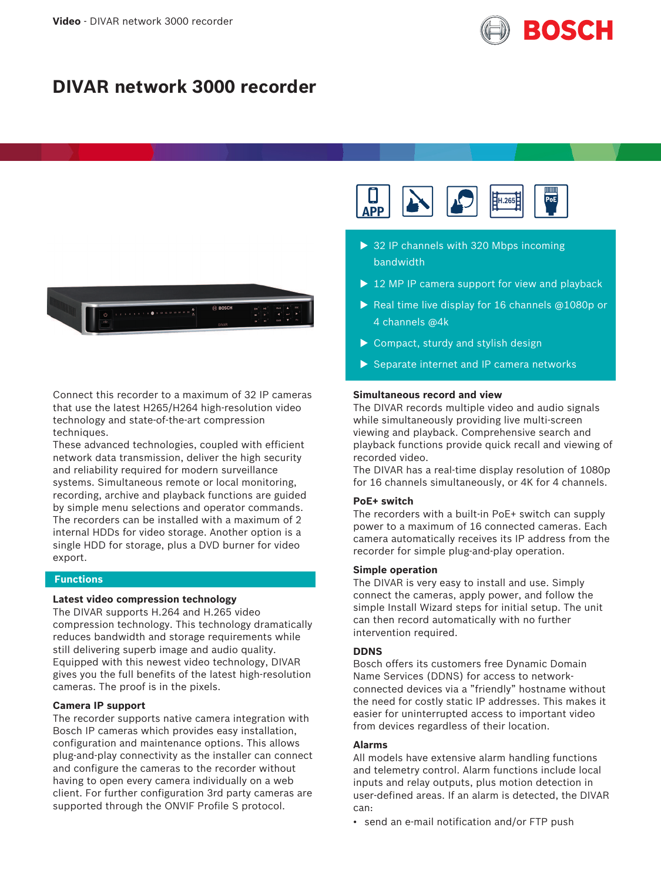# DIVAR network 3000 recorder

- 32 IP channels with 320 Mbps incoming bandwidth
- 12 MP IP camera support for view and playback
- Real time live display for 16 channels @1080p or 4 channels @4k
- Compact, sturdy and stylish design
- Separate internet and IP camera networks

Connect this recorder to a maximum of 32 IP cameras that use the latest H265/H264 high-resolution video technology and state-of-the-art compression techniques.
These advanced technologies, coupled with efficient network data transmission, deliver the high security and reliability required for modern surveillance systems. Simultaneous remote or local monitoring, recording, archive and playback functions are guided by simple menu selections and operator commands. The recorders can be installed with a maximum of 2 internal HDDs for video storage. Another option is a single HDD for storage, plus a DVD burner for video export.

## Functions

### Latest video compression technology

The DIVAR supports H.264 and H.265 video compression technology. This technology dramatically reduces bandwidth and storage requirements while still delivering superb image and audio quality. Equipped with this newest video technology, DIVAR gives you the full benefits of the latest high-resolution cameras. The proof is in the pixels.

### Camera IP support

The recorder supports native camera integration with Bosch IP cameras which provides easy installation, configuration and maintenance options. This allows plug-and-play connectivity as the installer can connect and configure the cameras to the recorder without having to open every camera individually on a web client. For further configuration 3rd party cameras are supported through the ONVIF Profile S protocol.

### Simultaneous record and view

The DIVAR records multiple video and audio signals while simultaneously providing live multi-screen viewing and playback. Comprehensive search and playback functions provide quick recall and viewing of recorded video.
The DIVAR has a real-time display resolution of 1080p for 16 channels simultaneously, or 4K for 4 channels.

### PoE+ switch

The recorders with a built-in PoE+ switch can supply power to a maximum of 16 connected cameras. Each camera automatically receives its IP address from the recorder for simple plug-and-play operation.

### Simple operation

The DIVAR is very easy to install and use. Simply connect the cameras, apply power, and follow the simple Install Wizard steps for initial setup. The unit can then record automatically with no further intervention required.

### DDNS

Bosch offers its customers free Dynamic Domain Name Services (DDNS) for access to network-connected devices via a "friendly" hostname without the need for costly static IP addresses. This makes it easier for uninterrupted access to important video from devices regardless of their location.

### Alarms

All models have extensive alarm handling functions and telemetry control. Alarm functions include local inputs and relay outputs, plus motion detection in user-defined areas. If an alarm is detected, the DIVAR can:

- send an e-mail notification and/or FTP push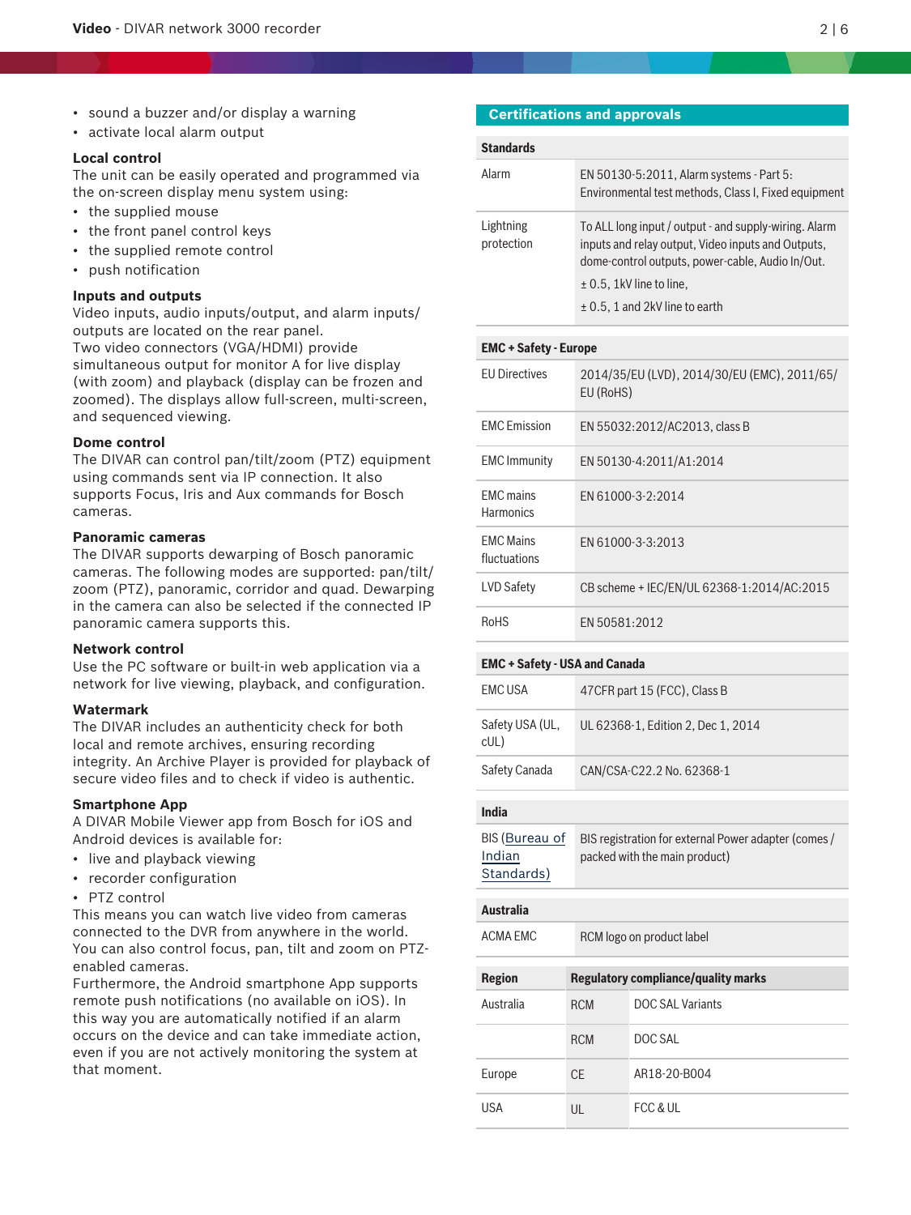- sound a buzzer and/or display a warning
- activate local alarm output

**Local control**
The unit can be easily operated and programmed via the on-screen display menu system using:

- the supplied mouse
- the front panel control keys
- the supplied remote control
- push notification

**Inputs and outputs**
Video inputs, audio inputs/output, and alarm inputs/outputs are located on the rear panel.
Two video connectors (VGA/HDMI) provide simultaneous output for monitor A for live display (with zoom) and playback (display can be frozen and zoomed). The displays allow full-screen, multi-screen, and sequenced viewing.

**Dome control**
The DIVAR can control pan/tilt/zoom (PTZ) equipment using commands sent via IP connection. It also supports Focus, Iris and Aux commands for Bosch cameras.

**Panoramic cameras**
The DIVAR supports dewarping of Bosch panoramic cameras. The following modes are supported: pan/tilt/zoom (PTZ), panoramic, corridor and quad. Dewarping in the camera can also be selected if the connected IP panoramic camera supports this.

**Network control**
Use the PC software or built-in web application via a network for live viewing, playback, and configuration.

**Watermark**
The DIVAR includes an authenticity check for both local and remote archives, ensuring recording integrity. An Archive Player is provided for playback of secure video files and to check if video is authentic.

**Smartphone App**
A DIVAR Mobile Viewer app from Bosch for iOS and Android devices is available for:

- live and playback viewing
- recorder configuration
- PTZ control

This means you can watch live video from cameras connected to the DVR from anywhere in the world. You can also control focus, pan, tilt and zoom on PTZ-enabled cameras.
Furthermore, the Android smartphone App supports remote push notifications (no available on iOS). In this way you are automatically notified if an alarm occurs on the device and can take immediate action, even if you are not actively monitoring the system at that moment.

## Certifications and approvals

| **Standards** | |
|---|---|
| Alarm | EN 50130-5:2011, Alarm systems - Part 5: Environmental test methods, Class I, Fixed equipment |
| Lightning protection | To ALL long input / output - and supply-wiring. Alarm inputs and relay output, Video inputs and Outputs, dome-control outputs, power-cable, Audio In/Out.<br>± 0.5, 1kV line to line,<br>± 0.5, 1 and 2kV line to earth |

| **EMC + Safety - Europe** | |
|---|---|
| EU Directives | 2014/35/EU (LVD), 2014/30/EU (EMC), 2011/65/EU (RoHS) |
| EMC Emission | EN 55032:2012/AC2013, class B |
| EMC Immunity | EN 50130-4:2011/A1:2014 |
| EMC mains Harmonics | EN 61000-3-2:2014 |
| EMC Mains fluctuations | EN 61000-3-3:2013 |
| LVD Safety | CB scheme + IEC/EN/UL 62368-1:2014/AC:2015 |
| RoHS | EN 50581:2012 |

| **EMC + Safety - USA and Canada** | |
|---|---|
| EMC USA | 47CFR part 15 (FCC), Class B |
| Safety USA (UL, cUL) | UL 62368-1, Edition 2, Dec 1, 2014 |
| Safety Canada | CAN/CSA-C22.2 No. 62368-1 |

| **India** | |
|---|---|
| BIS (Bureau of Indian Standards) | BIS registration for external Power adapter (comes / packed with the main product) |

| **Australia** | |
|---|---|
| ACMA EMC | RCM logo on product label |

| **Region** | **Regulatory compliance/quality marks** | |
|---|---|---|
| Australia | RCM | DOC SAL Variants |
| | RCM | DOC SAL |
| Europe | CE | AR18-20-B004 |
| USA | UL | FCC & UL |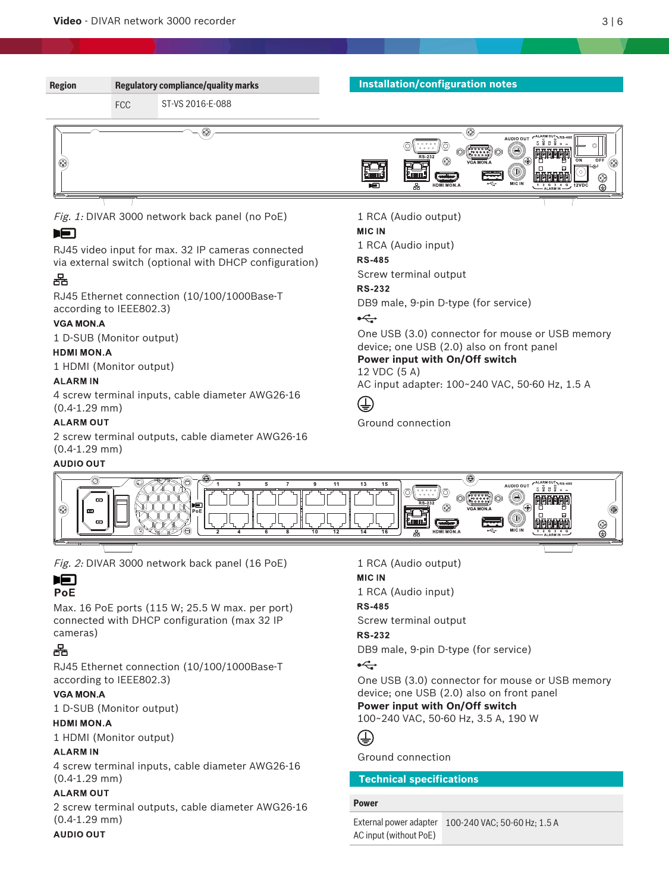| Region | Regulatory compliance/quality marks | |
|---|---|---|
| | FCC | ST-VS 2016-E-088 |

## Installation/configuration notes

*Fig. 1:* DIVAR 3000 network back panel (no PoE)

RJ45 video input for max. 32 IP cameras connected via external switch (optional with DHCP configuration)

RJ45 Ethernet connection (10/100/1000Base-T according to IEEE802.3)

**VGA MON.A**

1 D-SUB (Monitor output)

**HDMI MON.A**

1 HDMI (Monitor output)

**ALARM IN**

4 screw terminal inputs, cable diameter AWG26-16 (0.4-1.29 mm)

**ALARM OUT**

2 screw terminal outputs, cable diameter AWG26-16 (0.4-1.29 mm)

**AUDIO OUT**

1 RCA (Audio output)

**MIC IN**

1 RCA (Audio input)

**RS-485**

Screw terminal output

**RS-232**

DB9 male, 9-pin D-type (for service)

One USB (3.0) connector for mouse or USB memory device; one USB (2.0) also on front panel

**Power input with On/Off switch**

12 VDC (5 A)

AC input adapter: 100~240 VAC, 50-60 Hz, 1.5 A

Ground connection

*Fig. 2:* DIVAR 3000 network back panel (16 PoE)

PoE

Max. 16 PoE ports (115 W; 25.5 W max. per port) connected with DHCP configuration (max 32 IP cameras)

RJ45 Ethernet connection (10/100/1000Base-T according to IEEE802.3)

**VGA MON.A**

1 D-SUB (Monitor output)

**HDMI MON.A**

1 HDMI (Monitor output)

**ALARM IN**

4 screw terminal inputs, cable diameter AWG26-16 (0.4-1.29 mm)

**ALARM OUT**

2 screw terminal outputs, cable diameter AWG26-16 (0.4-1.29 mm)

**AUDIO OUT**

1 RCA (Audio output)

**MIC IN**

1 RCA (Audio input)

**RS-485**

Screw terminal output

**RS-232**

DB9 male, 9-pin D-type (for service)

One USB (3.0) connector for mouse or USB memory device; one USB (2.0) also on front panel

**Power input with On/Off switch**

100~240 VAC, 50-60 Hz, 3.5 A, 190 W

Ground connection

## Technical specifications

| Power | |
|---|---|
| External power adapter AC input (without PoE) | 100-240 VAC; 50-60 Hz; 1.5 A |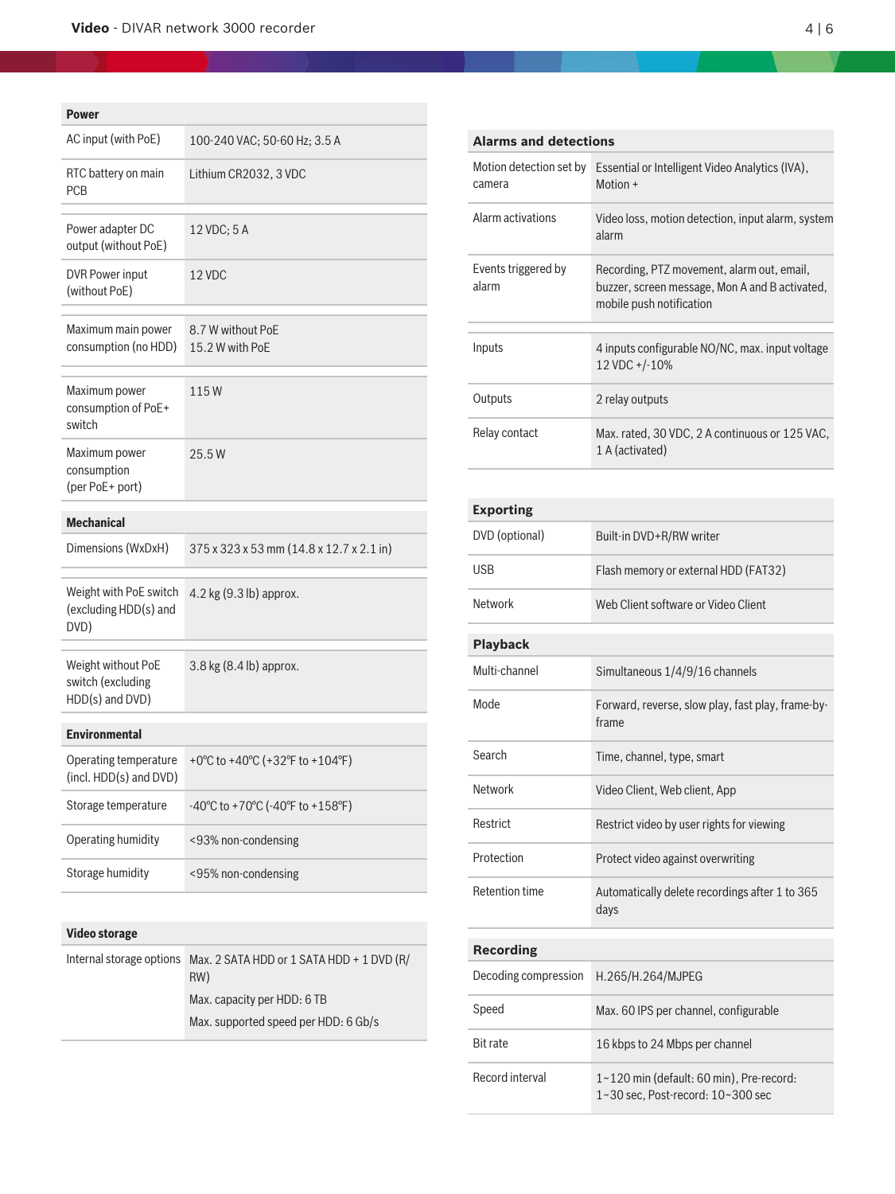| Power | |
|---|---|
| AC input (with PoE) | 100-240 VAC; 50-60 Hz; 3.5 A |
| RTC battery on main PCB | Lithium CR2032, 3 VDC |
| Power adapter DC output (without PoE) | 12 VDC; 5 A |
| DVR Power input (without PoE) | 12 VDC |
| Maximum main power consumption (no HDD) | 8.7 W without PoE<br>15.2 W with PoE |
| Maximum power consumption of PoE+ switch | 115 W |
| Maximum power consumption (per PoE+ port) | 25.5 W |

| Mechanical | |
|---|---|
| Dimensions (WxDxH) | 375 x 323 x 53 mm (14.8 x 12.7 x 2.1 in) |
| Weight with PoE switch (excluding HDD(s) and DVD) | 4.2 kg (9.3 lb) approx. |
| Weight without PoE switch (excluding HDD(s) and DVD) | 3.8 kg (8.4 lb) approx. |

| Environmental | |
|---|---|
| Operating temperature (incl. HDD(s) and DVD) | +0°C to +40°C (+32°F to +104°F) |
| Storage temperature | -40°C to +70°C (-40°F to +158°F) |
| Operating humidity | <93% non-condensing |
| Storage humidity | <95% non-condensing |

| Video storage | |
|---|---|
| Internal storage options | Max. 2 SATA HDD or 1 SATA HDD + 1 DVD (R/RW)<br>Max. capacity per HDD: 6 TB<br>Max. supported speed per HDD: 6 Gb/s |

| Alarms and detections | |
|---|---|
| Motion detection set by camera | Essential or Intelligent Video Analytics (IVA), Motion + |
| Alarm activations | Video loss, motion detection, input alarm, system alarm |
| Events triggered by alarm | Recording, PTZ movement, alarm out, email, buzzer, screen message, Mon A and B activated, mobile push notification |
| Inputs | 4 inputs configurable NO/NC, max. input voltage 12 VDC +/-10% |
| Outputs | 2 relay outputs |
| Relay contact | Max. rated, 30 VDC, 2 A continuous or 125 VAC, 1 A (activated) |

| Exporting | |
|---|---|
| DVD (optional) | Built-in DVD+R/RW writer |
| USB | Flash memory or external HDD (FAT32) |
| Network | Web Client software or Video Client |

| Playback | |
|---|---|
| Multi-channel | Simultaneous 1/4/9/16 channels |
| Mode | Forward, reverse, slow play, fast play, frame-by-frame |
| Search | Time, channel, type, smart |
| Network | Video Client, Web client, App |
| Restrict | Restrict video by user rights for viewing |
| Protection | Protect video against overwriting |
| Retention time | Automatically delete recordings after 1 to 365 days |

| Recording | |
|---|---|
| Decoding compression | H.265/H.264/MJPEG |
| Speed | Max. 60 IPS per channel, configurable |
| Bit rate | 16 kbps to 24 Mbps per channel |
| Record interval | 1~120 min (default: 60 min), Pre-record: 1~30 sec, Post-record: 10~300 sec |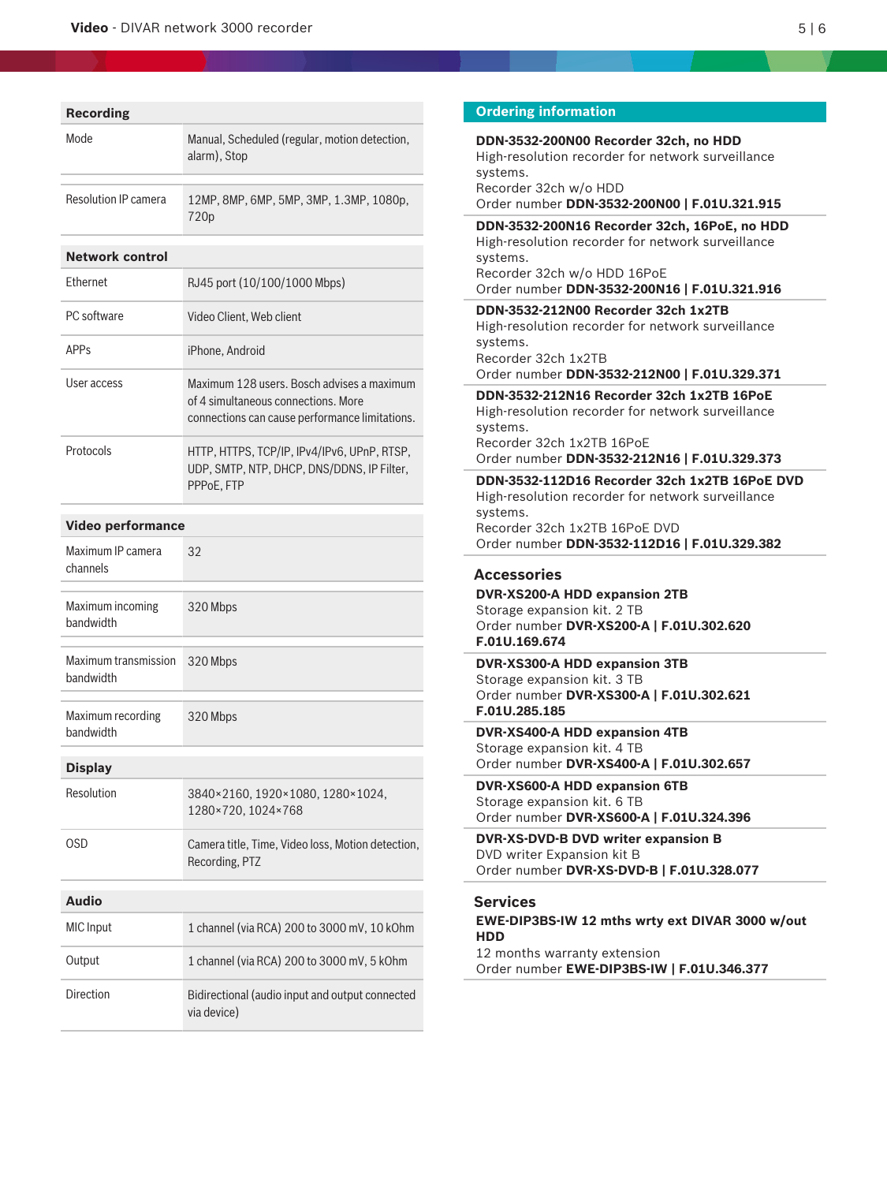| Recording | |
|---|---|
| Mode | Manual, Scheduled (regular, motion detection, alarm), Stop |
| Resolution IP camera | 12MP, 8MP, 6MP, 5MP, 3MP, 1.3MP, 1080p, 720p |

| Network control | |
|---|---|
| Ethernet | RJ45 port (10/100/1000 Mbps) |
| PC software | Video Client, Web client |
| APPs | iPhone, Android |
| User access | Maximum 128 users. Bosch advises a maximum of 4 simultaneous connections. More connections can cause performance limitations. |
| Protocols | HTTP, HTTPS, TCP/IP, IPv4/IPv6, UPnP, RTSP, UDP, SMTP, NTP, DHCP, DNS/DDNS, IP Filter, PPPoE, FTP |

| Video performance | |
|---|---|
| Maximum IP camera channels | 32 |
| Maximum incoming bandwidth | 320 Mbps |
| Maximum transmission bandwidth | 320 Mbps |
| Maximum recording bandwidth | 320 Mbps |

| Display | |
|---|---|
| Resolution | 3840×2160, 1920×1080, 1280×1024, 1280×720, 1024×768 |
| OSD | Camera title, Time, Video loss, Motion detection, Recording, PTZ |

| Audio | |
|---|---|
| MIC Input | 1 channel (via RCA) 200 to 3000 mV, 10 kOhm |
| Output | 1 channel (via RCA) 200 to 3000 mV, 5 kOhm |
| Direction | Bidirectional (audio input and output connected via device) |

## Ordering information

**DDN-3532-200N00 Recorder 32ch, no HDD**
High-resolution recorder for network surveillance systems.
Recorder 32ch w/o HDD
Order number **DDN-3532-200N00 | F.01U.321.915**

**DDN-3532-200N16 Recorder 32ch, 16PoE, no HDD**
High-resolution recorder for network surveillance systems.
Recorder 32ch w/o HDD 16PoE
Order number **DDN-3532-200N16 | F.01U.321.916**

**DDN-3532-212N00 Recorder 32ch 1x2TB**
High-resolution recorder for network surveillance systems.
Recorder 32ch 1x2TB
Order number **DDN-3532-212N00 | F.01U.329.371**

**DDN-3532-212N16 Recorder 32ch 1x2TB 16PoE**
High-resolution recorder for network surveillance systems.
Recorder 32ch 1x2TB 16PoE
Order number **DDN-3532-212N16 | F.01U.329.373**

**DDN-3532-112D16 Recorder 32ch 1x2TB 16PoE DVD**
High-resolution recorder for network surveillance systems.
Recorder 32ch 1x2TB 16PoE DVD
Order number **DDN-3532-112D16 | F.01U.329.382**

### Accessories

**DVR-XS200-A HDD expansion 2TB**
Storage expansion kit. 2 TB
Order number **DVR-XS200-A | F.01U.302.620 F.01U.169.674**

**DVR-XS300-A HDD expansion 3TB**
Storage expansion kit. 3 TB
Order number **DVR-XS300-A | F.01U.302.621 F.01U.285.185**

**DVR-XS400-A HDD expansion 4TB**
Storage expansion kit. 4 TB
Order number **DVR-XS400-A | F.01U.302.657**

**DVR-XS600-A HDD expansion 6TB**
Storage expansion kit. 6 TB
Order number **DVR-XS600-A | F.01U.324.396**

**DVR-XS-DVD-B DVD writer expansion B**
DVD writer Expansion kit B
Order number **DVR-XS-DVD-B | F.01U.328.077**

### Services

**EWE-DIP3BS-IW 12 mths wrty ext DIVAR 3000 w/out HDD**
12 months warranty extension
Order number **EWE-DIP3BS-IW | F.01U.346.377**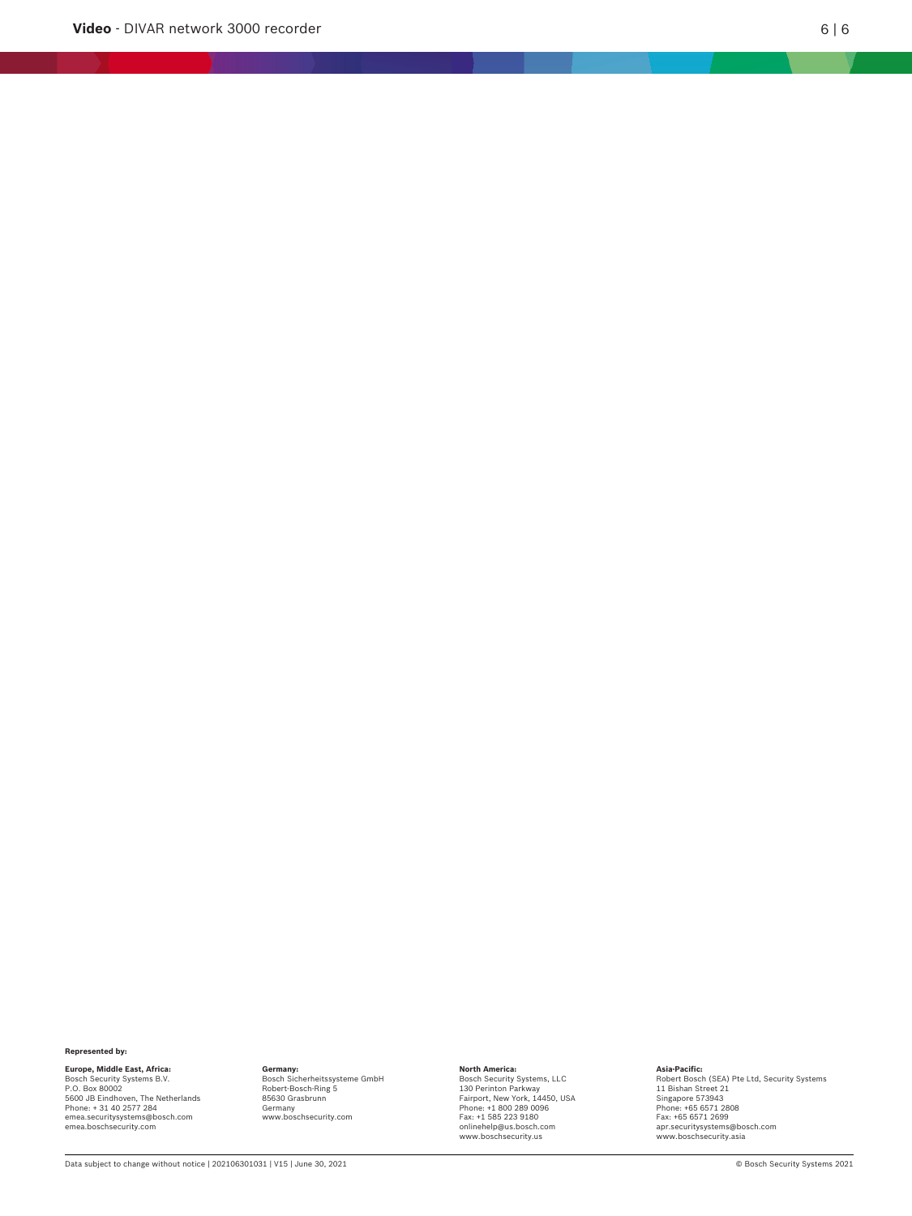**Represented by:**

**Europe, Middle East, Africa:**
Bosch Security Systems B.V.
P.O. Box 80002
5600 JB Eindhoven, The Netherlands
Phone: + 31 40 2577 284
emea.securitysystems@bosch.com
emea.boschsecurity.com

**Germany:**
Bosch Sicherheitssysteme GmbH
Robert-Bosch-Ring 5
85630 Grasbrunn
Germany
www.boschsecurity.com

**North America:**
Bosch Security Systems, LLC
130 Perinton Parkway
Fairport, New York, 14450, USA
Phone: +1 800 289 0096
Fax: +1 585 223 9180
onlinehelp@us.bosch.com
www.boschsecurity.us

**Asia-Pacific:**
Robert Bosch (SEA) Pte Ltd, Security Systems
11 Bishan Street 21
Singapore 573943
Phone: +65 6571 2808
Fax: +65 6571 2699
apr.securitysystems@bosch.com
www.boschsecurity.asia

Data subject to change without notice | 202106301031 | V15 | June 30, 2021

© Bosch Security Systems 2021